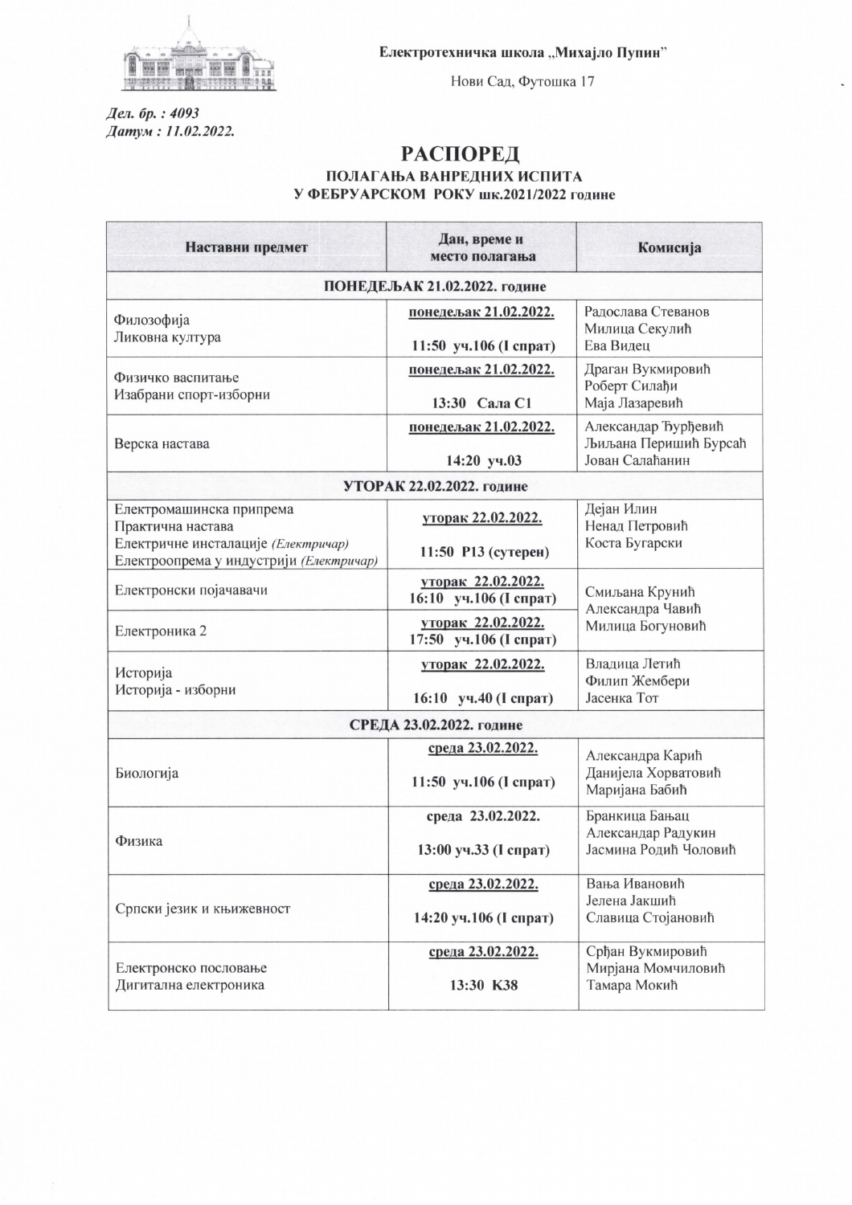**Електротехничка школа „Михајло Пупин"**

Нови Сад, Футошка 17

***Дел. бр. : 4093***
***Датум : 11.02.2022.***

# РАСПОРЕД

## ПОЛАГАЊА ВАНРЕДНИХ ИСПИТА У ФЕБРУАРСКОМ РОКУ шк.2021/2022 године

| Наставни предмет | Дан, време и место полагања | Комисија |
|---|---|---|
| **ПОНЕДЕЉАК 21.02.2022. године** | | |
| Филозофија<br>Ликовна култура | **понедељак 21.02.2022.**<br>**11:50 уч.106 (I спрат)** | Радослава Стеванов<br>Милица Секулић<br>Ева Видец |
| Физичко васпитање<br>Изабрани спорт-изборни | **понедељак 21.02.2022.**<br>**13:30 Сала С1** | Драган Вукмировић<br>Роберт Силађи<br>Маја Лазаревић |
| Верска настава | **понедељак 21.02.2022.**<br>**14:20 уч.03** | Александар Ђурђевић<br>Љиљана Перишић Бурсаћ<br>Јован Салаћанин |
| **УТОРАК 22.02.2022. године** | | |
| Електромашинска припрема<br>Практична настава<br>Електричне инсталације *(Електричар)*<br>Електроопрема у индустрији *(Електричар)* | **уторак 22.02.2022.**<br>**11:50 Р13 (сутерен)** | Дејан Илин<br>Ненад Петровић<br>Коста Бугарски |
| Електронски појачавачи | **уторак 22.02.2022.**<br>**16:10 уч.106 (I спрат)** | Смиљана Крунић<br>Александра Чавић<br>Милица Богуновић |
| Електроника 2 | **уторак 22.02.2022.**<br>**17:50 уч.106 (I спрат)** | |
| Историја<br>Историја - изборни | **уторак 22.02.2022.**<br>**16:10 уч.40 (I спрат)** | Владица Летић<br>Филип Жембери<br>Јасенка Тот |
| **СРЕДА 23.02.2022. године** | | |
| Биологија | **среда 23.02.2022.**<br>**11:50 уч.106 (I спрат)** | Александра Карић<br>Данијела Хорватовић<br>Маријана Бабић |
| Физика | **среда 23.02.2022.**<br>**13:00 уч.33 (I спрат)** | Бранкица Бањац<br>Александар Радукин<br>Јасмина Родић Чоловић |
| Српски језик и књижевност | **среда 23.02.2022.**<br>**14:20 уч.106 (I спрат)** | Вања Ивановић<br>Јелена Јакшић<br>Славица Стојановић |
| Електронско пословање<br>Дигитална електроника | **среда 23.02.2022.**<br>**13:30 К38** | Срђан Вукмировић<br>Мирјана Момчиловић<br>Тамара Мокић |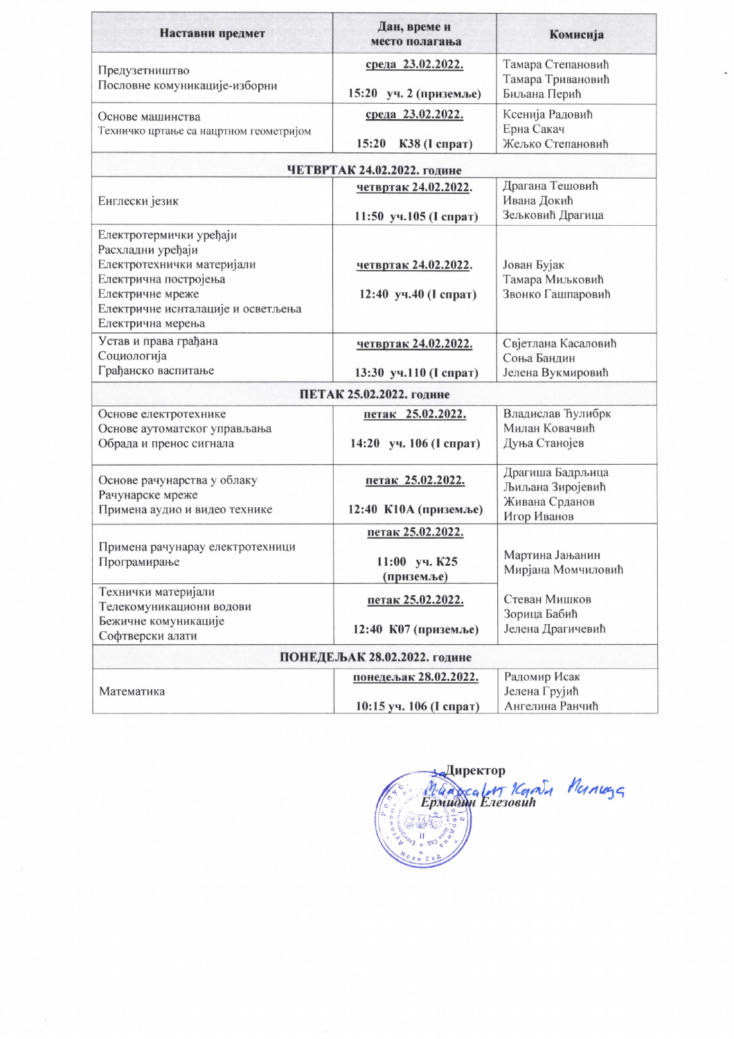| Наставни предмет | Дан, време и место полагања | Комисија |
|---|---|---|
| Предузетништво<br>Пословне комуникације-изборни | **среда 23.02.2022.**<br>**15:20 уч. 2 (приземље)** | Тамара Степановић<br>Тамара Тривановић<br>Биљана Перић |
| Основе машинства<br>Техничко цртање са нацртном геометријом | **среда 23.02.2022.**<br>**15:20 К38 (I спрат)** | Ксенија Радовић<br>Ерна Сакач<br>Жељко Степановић |
| **ЧЕТВРТАК 24.02.2022. године** | | |
| Енглески језик | **четвртак 24.02.2022.**<br>**11:50 уч.105 (I спрат)** | Драгана Тешовић<br>Ивана Докић<br>Зељковић Драгица |
| Електротермички уређаји<br>Расхладни уређаји<br>Електротехнички материјали<br>Електрична постројења<br>Електричне мреже<br>Електричне инсталације и осветљења<br>Електрична мерења | **четвртак 24.02.2022.**<br>**12:40 уч.40 (I спрат)** | Јован Бујак<br>Тамара Миљковић<br>Звонко Гашпаровић |
| Устав и права грађана<br>Социологија<br>Грађанско васпитање | **четвртак 24.02.2022.**<br>**13:30 уч.110 (I спрат)** | Свјетлана Касаловић<br>Соња Бандин<br>Јелена Вукмировић |
| **ПЕТАК 25.02.2022. године** | | |
| Основе електротехнике<br>Основе аутоматског управљања<br>Обрада и пренос сигнала | **петак 25.02.2022.**<br>**14:20 уч. 106 (I спрат)** | Владислав Ћулибрк<br>Милан Ковачвић<br>Дуња Станојев |
| Основе рачунарства у облаку<br>Рачунарске мреже<br>Примена аудио и видео технике | **петак 25.02.2022.**<br>**12:40 К10А (приземље)** | Драгиша Бадрљица<br>Љиљана Зиројевић<br>Живана Срданов<br>Игор Иванов |
| Примена рачунарау електротехници<br>Програмирање | **петак 25.02.2022.**<br>**11:00 уч. К25 (приземље)** | Мартина Јањанин<br>Мирјана Момчиловић |
| Технички материјали<br>Телекомуникациони водови<br>Бежичне комуникације<br>Софтверски алати | **петак 25.02.2022.**<br>**12:40 К07 (приземље)** | Стеван Мишков<br>Зорица Бабић<br>Јелена Драгичевић |
| **ПОНЕДЕЉАК 28.02.2022. године** | | |
| Математика | **понедељак 28.02.2022.**<br>**10:15 уч. 106 (I спрат)** | Радомир Исак<br>Јелена Грујић<br>Ангелина Ранчић |

**Директор**

***Ермидин Елезовић***